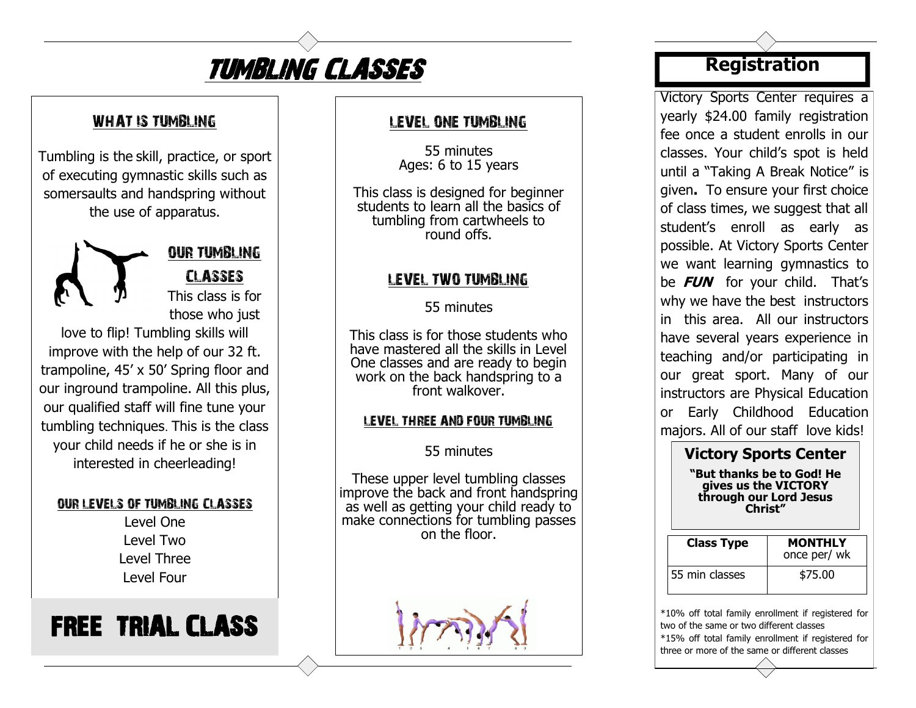# Tumbling Classes

## What is Tumbling

Tumbling is the skill, practice, or sport of executing gymnastic skills such as somersaults and handspring without the use of apparatus.

## Our Tumbling Classes

This class is for those who just love to flip! Tumbling skills will improve with the help of our 32 ft. trampoline, 45' x 50' Spring floor and our inground trampoline. All this plus, our qualified staff will fine tune your tumbling techniques. This is the class your child needs if he or she is in interested in cheerleading!

## Our Levels of Tumbling Classes

Level One
Level Two
Level Three
Level Four

## FREE TRIAL CLASS

## Level One Tumbling

55 minutes
Ages: 6 to 15 years

This class is designed for beginner students to learn all the basics of tumbling from cartwheels to round offs.

## Level Two Tumbling

55 minutes

This class is for those students who have mastered all the skills in Level One classes and are ready to begin work on the back handspring to a front walkover.

## Level Three and Four Tumbling

55 minutes

These upper level tumbling classes improve the back and front handspring as well as getting your child ready to make connections for tumbling passes on the floor.

## Registration

Victory Sports Center requires a yearly $24.00 family registration fee once a student enrolls in our classes. Your child's spot is held until a "Taking A Break Notice" is given**.** To ensure your first choice of class times, we suggest that all student's enroll as early as possible. At Victory Sports Center we want learning gymnastics to be ***FUN*** for your child. That's why we have the best instructors in this area. All our instructors have several years experience in teaching and/or participating in our great sport. Many of our instructors are Physical Education or Early Childhood Education majors. All of our staff love kids!

**Victory Sports Center**

**"But thanks be to God! He gives us the VICTORY through our Lord Jesus Christ"**

| **Class Type** | **MONTHLY** once per/ wk |
| --- | --- |
| 55 min classes | $75.00 |

*10% off total family enrollment if registered for two of the same or two different classes

*15% off total family enrollment if registered for three or more of the same or different classes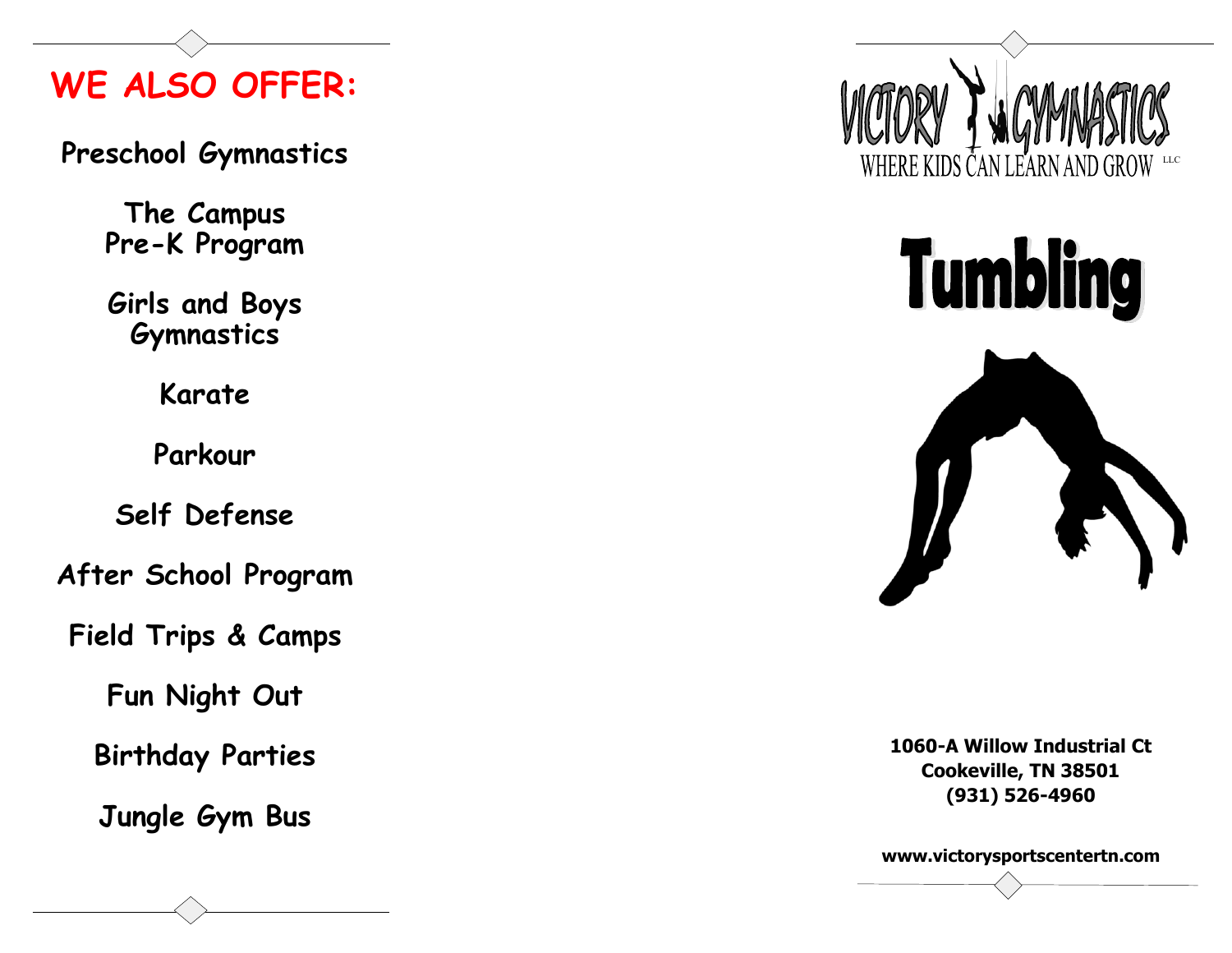## WE ALSO OFFER:

**Preschool Gymnastics**

**The Campus Pre-K Program**

**Girls and Boys Gymnastics**

**Karate**

**Parkour**

**Self Defense**

**After School Program**

**Field Trips & Camps**

**Fun Night Out**

**Birthday Parties**

**Jungle Gym Bus**

VICTORY GYMNASTICS

WHERE KIDS CAN LEARN AND GROW LLC

# Tumbling

**1060-A Willow Industrial Ct**
**Cookeville, TN 38501**
**(931) 526-4960**

**www.victorysportscentertn.com**